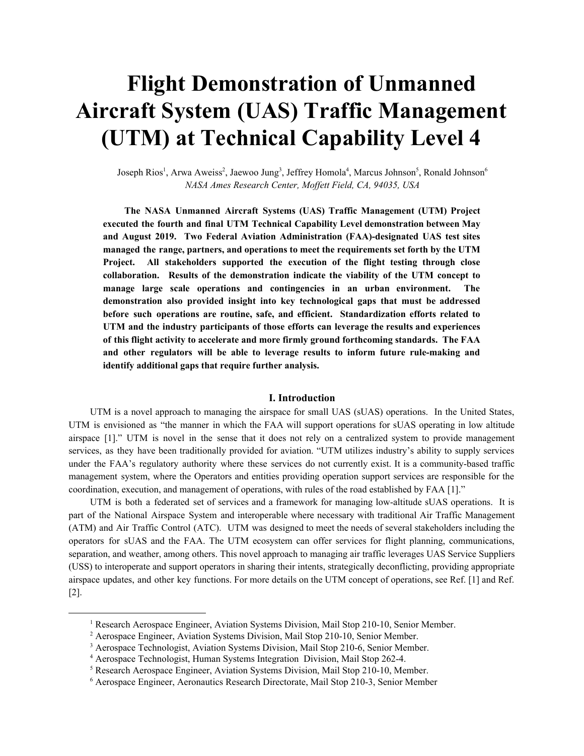# Flight Demonstration of Unmanned Aircraft System (UAS) Traffic Management (UTM) at Technical Capability Level 4

Joseph Rios[1], Arwa Aweiss[2], Jaewoo Jung[3], Jeffrey Homola[4], Marcus Johnson[5], Ronald Johnson[6]
*NASA Ames Research Center, Moffett Field, CA, 94035, USA*

**The NASA Unmanned Aircraft Systems (UAS) Traffic Management (UTM) Project executed the fourth and final UTM Technical Capability Level demonstration between May and August 2019. Two Federal Aviation Administration (FAA)-designated UAS test sites managed the range, partners, and operations to meet the requirements set forth by the UTM Project. All stakeholders supported the execution of the flight testing through close collaboration. Results of the demonstration indicate the viability of the UTM concept to manage large scale operations and contingencies in an urban environment. The demonstration also provided insight into key technological gaps that must be addressed before such operations are routine, safe, and efficient. Standardization efforts related to UTM and the industry participants of those efforts can leverage the results and experiences of this flight activity to accelerate and more firmly ground forthcoming standards. The FAA and other regulators will be able to leverage results to inform future rule-making and identify additional gaps that require further analysis.**

## I. Introduction

UTM is a novel approach to managing the airspace for small UAS (sUAS) operations. In the United States, UTM is envisioned as "the manner in which the FAA will support operations for sUAS operating in low altitude airspace [1]." UTM is novel in the sense that it does not rely on a centralized system to provide management services, as they have been traditionally provided for aviation. "UTM utilizes industry's ability to supply services under the FAA's regulatory authority where these services do not currently exist. It is a community-based traffic management system, where the Operators and entities providing operation support services are responsible for the coordination, execution, and management of operations, with rules of the road established by FAA [1]."

UTM is both a federated set of services and a framework for managing low-altitude sUAS operations. It is part of the National Airspace System and interoperable where necessary with traditional Air Traffic Management (ATM) and Air Traffic Control (ATC). UTM was designed to meet the needs of several stakeholders including the operators for sUAS and the FAA. The UTM ecosystem can offer services for flight planning, communications, separation, and weather, among others. This novel approach to managing air traffic leverages UAS Service Suppliers (USS) to interoperate and support operators in sharing their intents, strategically deconflicting, providing appropriate airspace updates, and other key functions. For more details on the UTM concept of operations, see Ref. [1] and Ref. [2].

---

[1] Research Aerospace Engineer, Aviation Systems Division, Mail Stop 210-10, Senior Member.
[2] Aerospace Engineer, Aviation Systems Division, Mail Stop 210-10, Senior Member.
[3] Aerospace Technologist, Aviation Systems Division, Mail Stop 210-6, Senior Member.
[4] Aerospace Technologist, Human Systems Integration Division, Mail Stop 262-4.
[5] Research Aerospace Engineer, Aviation Systems Division, Mail Stop 210-10, Member.
[6] Aerospace Engineer, Aeronautics Research Directorate, Mail Stop 210-3, Senior Member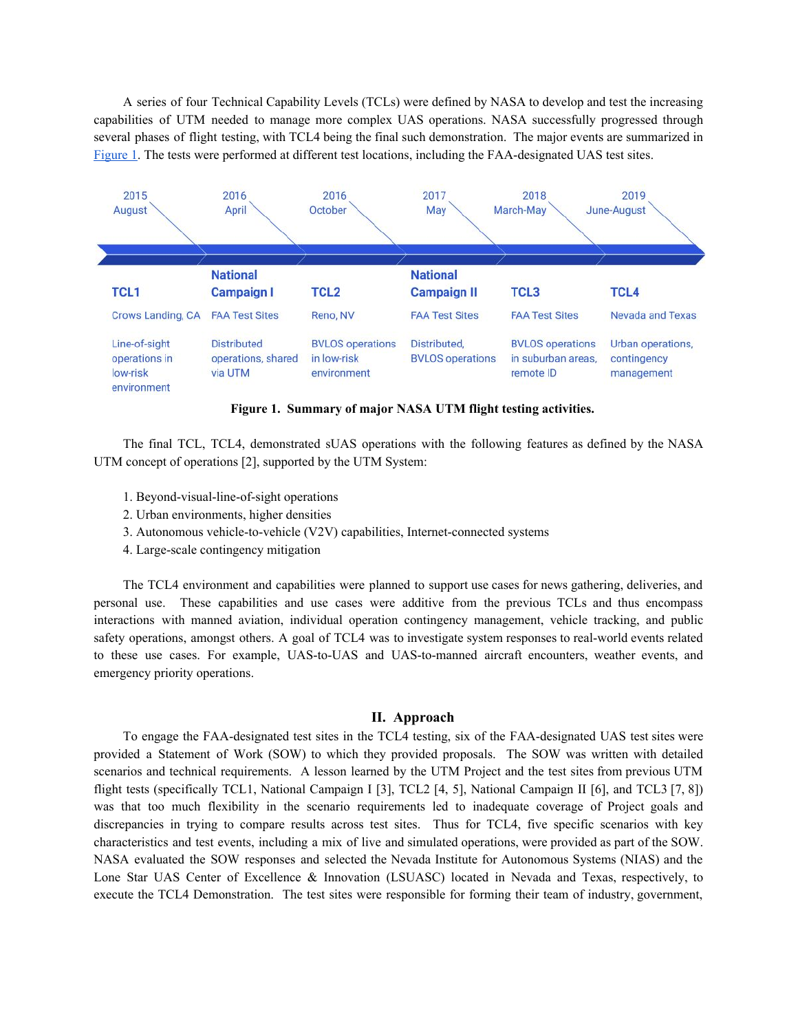A series of four Technical Capability Levels (TCLs) were defined by NASA to develop and test the increasing capabilities of UTM needed to manage more complex UAS operations. NASA successfully progressed through several phases of flight testing, with TCL4 being the final such demonstration. The major events are summarized in Figure 1. The tests were performed at different test locations, including the FAA-designated UAS test sites.

| 2015 August | 2016 April | 2016 October | 2017 May | 2018 March-May | 2019 June-August |
|---|---|---|---|---|---|
| **TCL1** | **National Campaign I** | **TCL2** | **National Campaign II** | **TCL3** | **TCL4** |
| Crows Landing, CA | FAA Test Sites | Reno, NV | FAA Test Sites | FAA Test Sites | Nevada and Texas |
| Line-of-sight operations in low-risk environment | Distributed operations, shared via UTM | BVLOS operations in low-risk environment | Distributed, BVLOS operations | BVLOS operations in suburban areas, remote ID | Urban operations, contingency management |

**Figure 1. Summary of major NASA UTM flight testing activities.**

The final TCL, TCL4, demonstrated sUAS operations with the following features as defined by the NASA UTM concept of operations [2], supported by the UTM System:

1. Beyond-visual-line-of-sight operations
2. Urban environments, higher densities
3. Autonomous vehicle-to-vehicle (V2V) capabilities, Internet-connected systems
4. Large-scale contingency mitigation

The TCL4 environment and capabilities were planned to support use cases for news gathering, deliveries, and personal use. These capabilities and use cases were additive from the previous TCLs and thus encompass interactions with manned aviation, individual operation contingency management, vehicle tracking, and public safety operations, amongst others. A goal of TCL4 was to investigate system responses to real-world events related to these use cases. For example, UAS-to-UAS and UAS-to-manned aircraft encounters, weather events, and emergency priority operations.

## II. Approach

To engage the FAA-designated test sites in the TCL4 testing, six of the FAA-designated UAS test sites were provided a Statement of Work (SOW) to which they provided proposals. The SOW was written with detailed scenarios and technical requirements. A lesson learned by the UTM Project and the test sites from previous UTM flight tests (specifically TCL1, National Campaign I [3], TCL2 [4, 5], National Campaign II [6], and TCL3 [7, 8]) was that too much flexibility in the scenario requirements led to inadequate coverage of Project goals and discrepancies in trying to compare results across test sites. Thus for TCL4, five specific scenarios with key characteristics and test events, including a mix of live and simulated operations, were provided as part of the SOW. NASA evaluated the SOW responses and selected the Nevada Institute for Autonomous Systems (NIAS) and the Lone Star UAS Center of Excellence & Innovation (LSUASC) located in Nevada and Texas, respectively, to execute the TCL4 Demonstration. The test sites were responsible for forming their team of industry, government,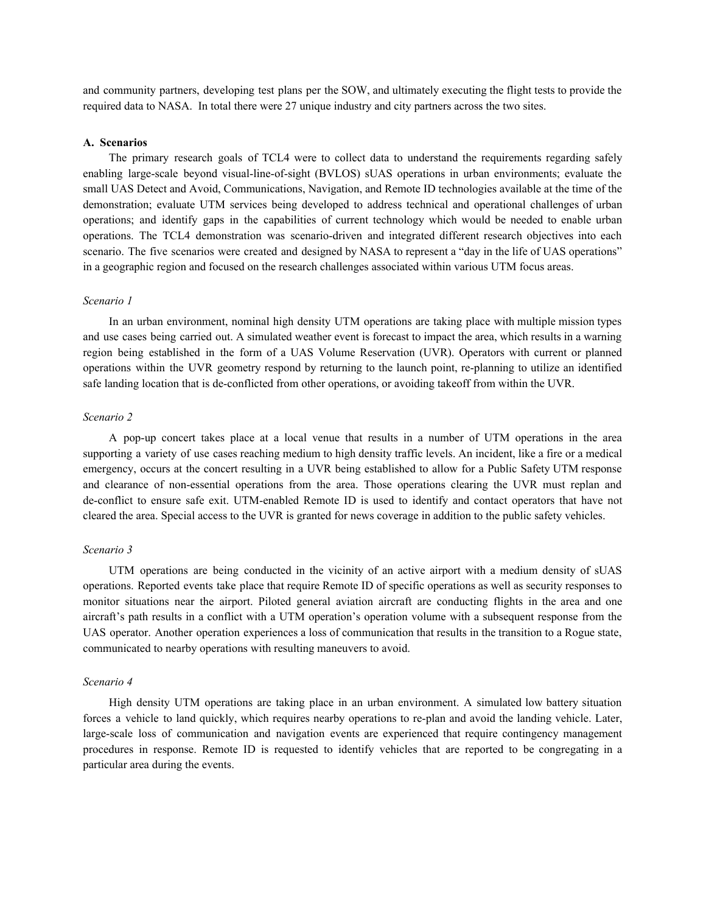and community partners, developing test plans per the SOW, and ultimately executing the flight tests to provide the required data to NASA. In total there were 27 unique industry and city partners across the two sites.

### A. Scenarios

The primary research goals of TCL4 were to collect data to understand the requirements regarding safely enabling large-scale beyond visual-line-of-sight (BVLOS) sUAS operations in urban environments; evaluate the small UAS Detect and Avoid, Communications, Navigation, and Remote ID technologies available at the time of the demonstration; evaluate UTM services being developed to address technical and operational challenges of urban operations; and identify gaps in the capabilities of current technology which would be needed to enable urban operations. The TCL4 demonstration was scenario-driven and integrated different research objectives into each scenario. The five scenarios were created and designed by NASA to represent a "day in the life of UAS operations" in a geographic region and focused on the research challenges associated within various UTM focus areas.

*Scenario 1*

In an urban environment, nominal high density UTM operations are taking place with multiple mission types and use cases being carried out. A simulated weather event is forecast to impact the area, which results in a warning region being established in the form of a UAS Volume Reservation (UVR). Operators with current or planned operations within the UVR geometry respond by returning to the launch point, re-planning to utilize an identified safe landing location that is de-conflicted from other operations, or avoiding takeoff from within the UVR.

*Scenario 2*

A pop-up concert takes place at a local venue that results in a number of UTM operations in the area supporting a variety of use cases reaching medium to high density traffic levels. An incident, like a fire or a medical emergency, occurs at the concert resulting in a UVR being established to allow for a Public Safety UTM response and clearance of non-essential operations from the area. Those operations clearing the UVR must replan and de-conflict to ensure safe exit. UTM-enabled Remote ID is used to identify and contact operators that have not cleared the area. Special access to the UVR is granted for news coverage in addition to the public safety vehicles.

*Scenario 3*

UTM operations are being conducted in the vicinity of an active airport with a medium density of sUAS operations. Reported events take place that require Remote ID of specific operations as well as security responses to monitor situations near the airport. Piloted general aviation aircraft are conducting flights in the area and one aircraft's path results in a conflict with a UTM operation's operation volume with a subsequent response from the UAS operator. Another operation experiences a loss of communication that results in the transition to a Rogue state, communicated to nearby operations with resulting maneuvers to avoid.

*Scenario 4*

High density UTM operations are taking place in an urban environment. A simulated low battery situation forces a vehicle to land quickly, which requires nearby operations to re-plan and avoid the landing vehicle. Later, large-scale loss of communication and navigation events are experienced that require contingency management procedures in response. Remote ID is requested to identify vehicles that are reported to be congregating in a particular area during the events.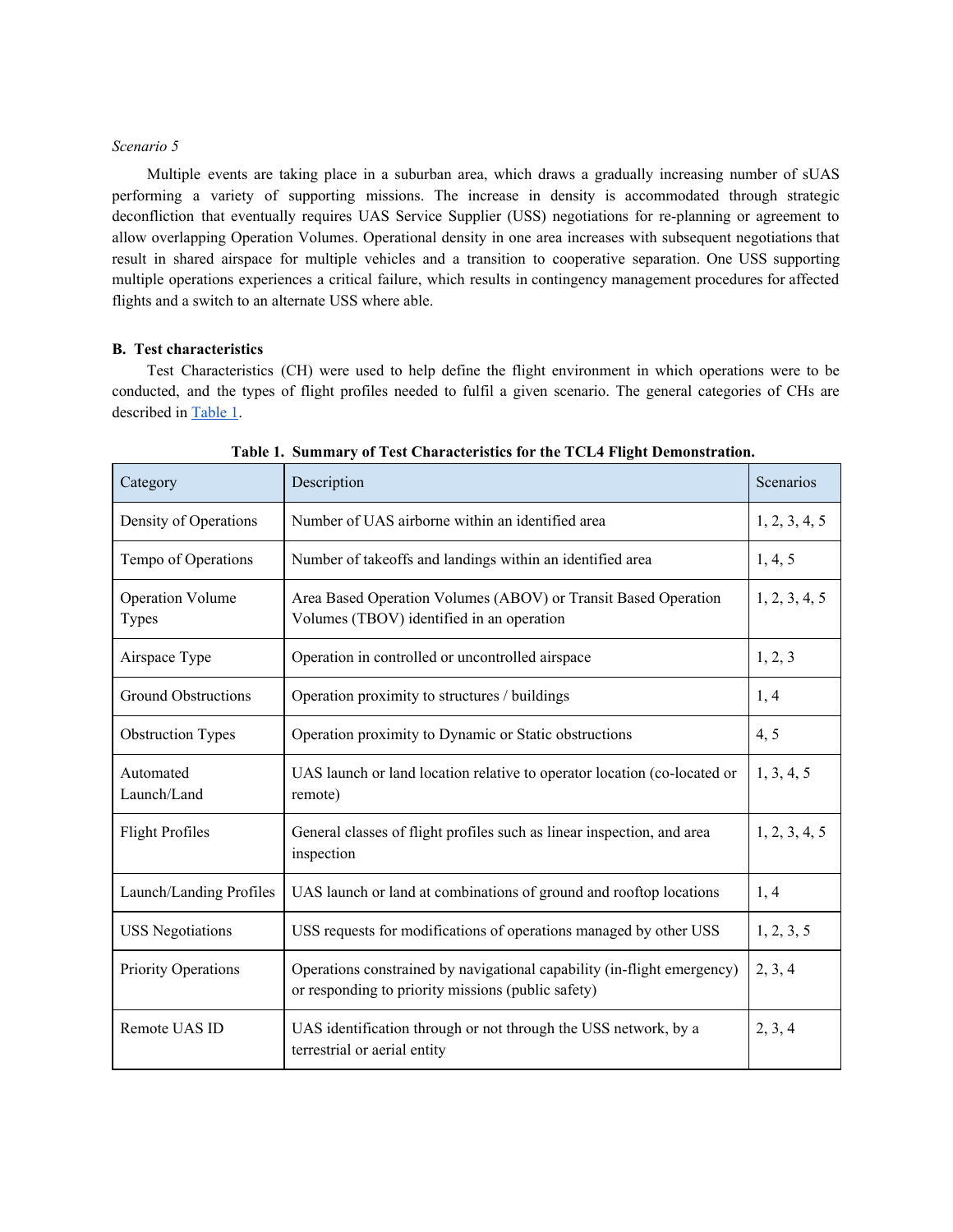*Scenario 5*

Multiple events are taking place in a suburban area, which draws a gradually increasing number of sUAS performing a variety of supporting missions. The increase in density is accommodated through strategic deconfliction that eventually requires UAS Service Supplier (USS) negotiations for re-planning or agreement to allow overlapping Operation Volumes. Operational density in one area increases with subsequent negotiations that result in shared airspace for multiple vehicles and a transition to cooperative separation. One USS supporting multiple operations experiences a critical failure, which results in contingency management procedures for affected flights and a switch to an alternate USS where able.

### B. Test characteristics

Test Characteristics (CH) were used to help define the flight environment in which operations were to be conducted, and the types of flight profiles needed to fulfil a given scenario. The general categories of CHs are described in Table 1.

**Table 1. Summary of Test Characteristics for the TCL4 Flight Demonstration.**

| Category | Description | Scenarios |
|---|---|---|
| Density of Operations | Number of UAS airborne within an identified area | 1, 2, 3, 4, 5 |
| Tempo of Operations | Number of takeoffs and landings within an identified area | 1, 4, 5 |
| Operation Volume Types | Area Based Operation Volumes (ABOV) or Transit Based Operation Volumes (TBOV) identified in an operation | 1, 2, 3, 4, 5 |
| Airspace Type | Operation in controlled or uncontrolled airspace | 1, 2, 3 |
| Ground Obstructions | Operation proximity to structures / buildings | 1, 4 |
| Obstruction Types | Operation proximity to Dynamic or Static obstructions | 4, 5 |
| Automated Launch/Land | UAS launch or land location relative to operator location (co-located or remote) | 1, 3, 4, 5 |
| Flight Profiles | General classes of flight profiles such as linear inspection, and area inspection | 1, 2, 3, 4, 5 |
| Launch/Landing Profiles | UAS launch or land at combinations of ground and rooftop locations | 1, 4 |
| USS Negotiations | USS requests for modifications of operations managed by other USS | 1, 2, 3, 5 |
| Priority Operations | Operations constrained by navigational capability (in-flight emergency) or responding to priority missions (public safety) | 2, 3, 4 |
| Remote UAS ID | UAS identification through or not through the USS network, by a terrestrial or aerial entity | 2, 3, 4 |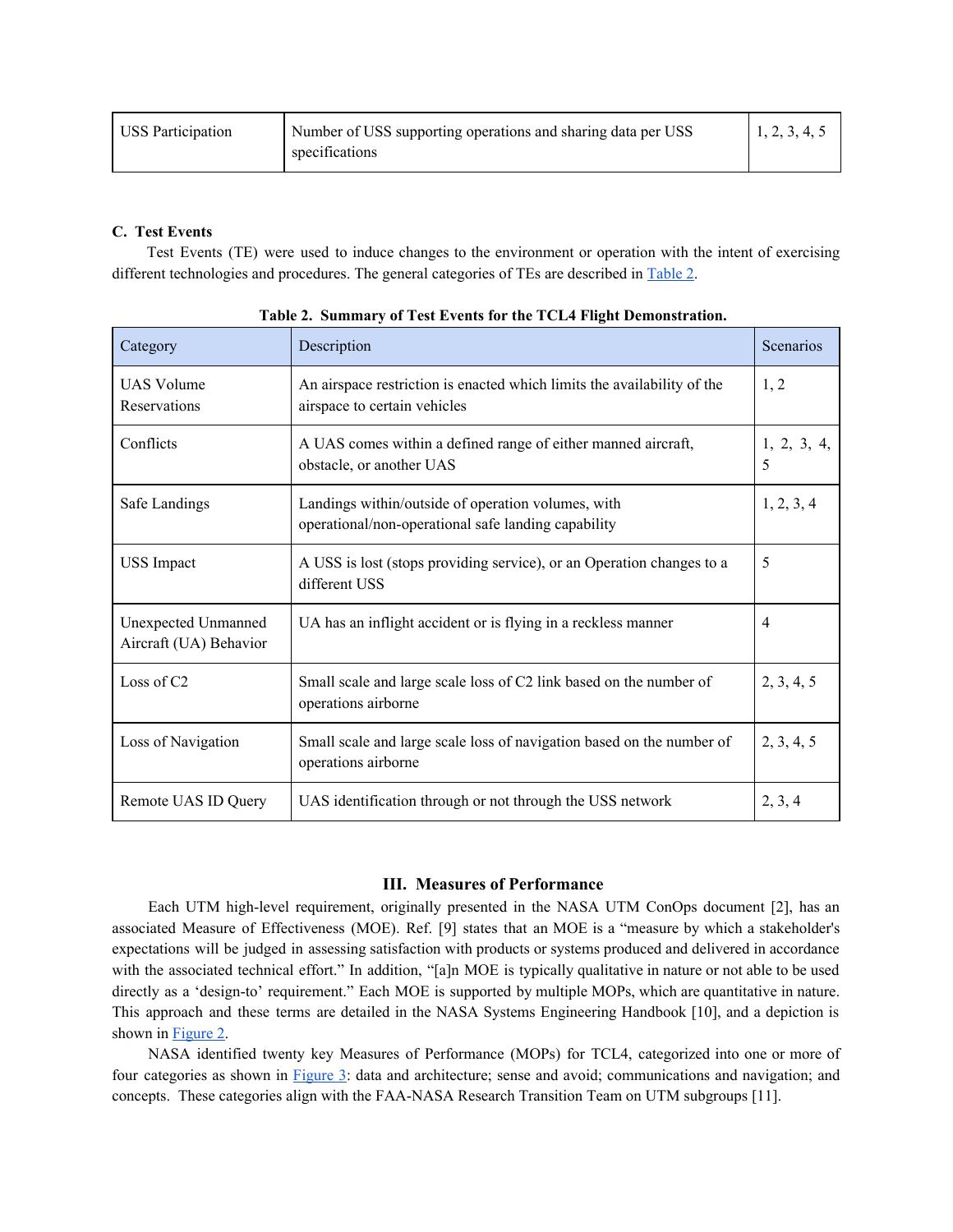| USS Participation | Number of USS supporting operations and sharing data per USS specifications | 1, 2, 3, 4, 5 |
|---|---|---|

### C. Test Events

Test Events (TE) were used to induce changes to the environment or operation with the intent of exercising different technologies and procedures. The general categories of TEs are described in Table 2.

**Table 2. Summary of Test Events for the TCL4 Flight Demonstration.**

| Category | Description | Scenarios |
|---|---|---|
| UAS Volume Reservations | An airspace restriction is enacted which limits the availability of the airspace to certain vehicles | 1, 2 |
| Conflicts | A UAS comes within a defined range of either manned aircraft, obstacle, or another UAS | 1, 2, 3, 4, 5 |
| Safe Landings | Landings within/outside of operation volumes, with operational/non-operational safe landing capability | 1, 2, 3, 4 |
| USS Impact | A USS is lost (stops providing service), or an Operation changes to a different USS | 5 |
| Unexpected Unmanned Aircraft (UA) Behavior | UA has an inflight accident or is flying in a reckless manner | 4 |
| Loss of C2 | Small scale and large scale loss of C2 link based on the number of operations airborne | 2, 3, 4, 5 |
| Loss of Navigation | Small scale and large scale loss of navigation based on the number of operations airborne | 2, 3, 4, 5 |
| Remote UAS ID Query | UAS identification through or not through the USS network | 2, 3, 4 |

## III. Measures of Performance

Each UTM high-level requirement, originally presented in the NASA UTM ConOps document [2], has an associated Measure of Effectiveness (MOE). Ref. [9] states that an MOE is a "measure by which a stakeholder's expectations will be judged in assessing satisfaction with products or systems produced and delivered in accordance with the associated technical effort." In addition, "[a]n MOE is typically qualitative in nature or not able to be used directly as a 'design-to' requirement." Each MOE is supported by multiple MOPs, which are quantitative in nature. This approach and these terms are detailed in the NASA Systems Engineering Handbook [10], and a depiction is shown in Figure 2.

NASA identified twenty key Measures of Performance (MOPs) for TCL4, categorized into one or more of four categories as shown in Figure 3: data and architecture; sense and avoid; communications and navigation; and concepts. These categories align with the FAA-NASA Research Transition Team on UTM subgroups [11].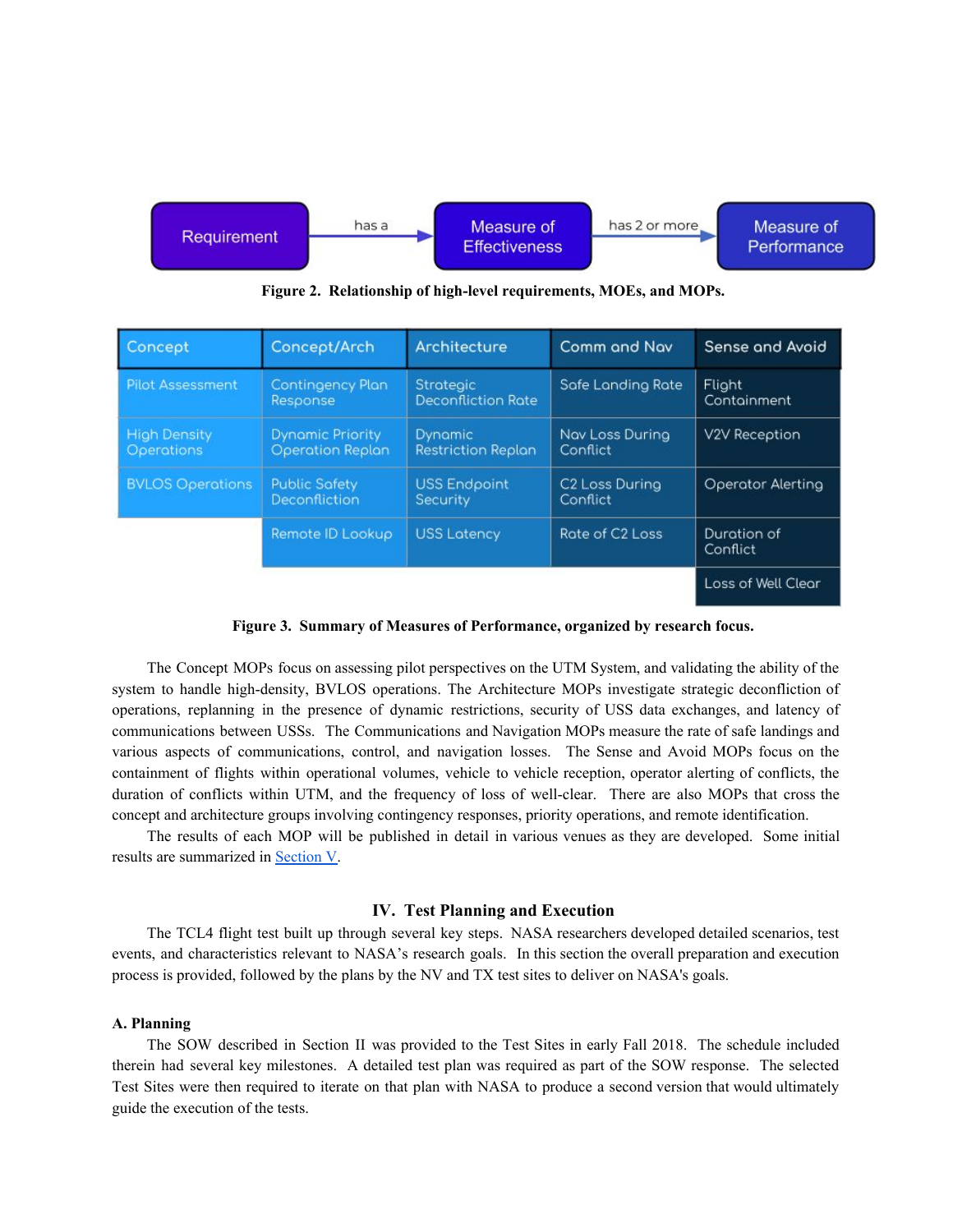Requirement → (has a) → Measure of Effectiveness → (has 2 or more) → Measure of Performance

**Figure 2. Relationship of high-level requirements, MOEs, and MOPs.**

| Concept | Concept/Arch | Architecture | Comm and Nav | Sense and Avoid |
|---|---|---|---|---|
| Pilot Assessment | Contingency Plan Response | Strategic Deconfliction Rate | Safe Landing Rate | Flight Containment |
| High Density Operations | Dynamic Priority Operation Replan | Dynamic Restriction Replan | Nav Loss During Conflict | V2V Reception |
| BVLOS Operations | Public Safety Deconfliction | USS Endpoint Security | C2 Loss During Conflict | Operator Alerting |
| | Remote ID Lookup | USS Latency | Rate of C2 Loss | Duration of Conflict |
| | | | | Loss of Well Clear |

**Figure 3. Summary of Measures of Performance, organized by research focus.**

The Concept MOPs focus on assessing pilot perspectives on the UTM System, and validating the ability of the system to handle high-density, BVLOS operations. The Architecture MOPs investigate strategic deconfliction of operations, replanning in the presence of dynamic restrictions, security of USS data exchanges, and latency of communications between USSs. The Communications and Navigation MOPs measure the rate of safe landings and various aspects of communications, control, and navigation losses. The Sense and Avoid MOPs focus on the containment of flights within operational volumes, vehicle to vehicle reception, operator alerting of conflicts, the duration of conflicts within UTM, and the frequency of loss of well-clear. There are also MOPs that cross the concept and architecture groups involving contingency responses, priority operations, and remote identification.

The results of each MOP will be published in detail in various venues as they are developed. Some initial results are summarized in Section V.

## IV. Test Planning and Execution

The TCL4 flight test built up through several key steps. NASA researchers developed detailed scenarios, test events, and characteristics relevant to NASA's research goals. In this section the overall preparation and execution process is provided, followed by the plans by the NV and TX test sites to deliver on NASA's goals.

### A. Planning

The SOW described in Section II was provided to the Test Sites in early Fall 2018. The schedule included therein had several key milestones. A detailed test plan was required as part of the SOW response. The selected Test Sites were then required to iterate on that plan with NASA to produce a second version that would ultimately guide the execution of the tests.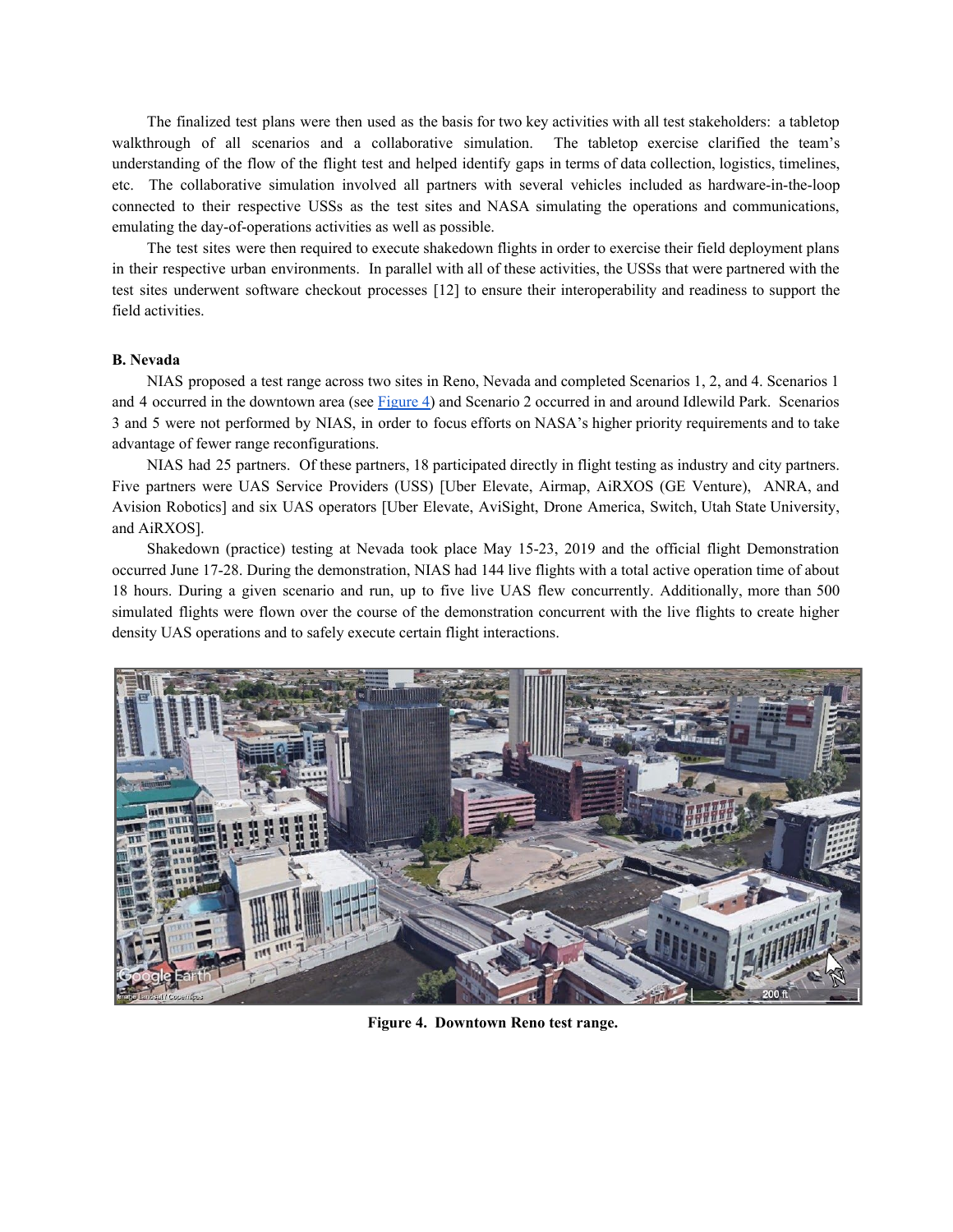The finalized test plans were then used as the basis for two key activities with all test stakeholders: a tabletop walkthrough of all scenarios and a collaborative simulation. The tabletop exercise clarified the team's understanding of the flow of the flight test and helped identify gaps in terms of data collection, logistics, timelines, etc. The collaborative simulation involved all partners with several vehicles included as hardware-in-the-loop connected to their respective USSs as the test sites and NASA simulating the operations and communications, emulating the day-of-operations activities as well as possible.

The test sites were then required to execute shakedown flights in order to exercise their field deployment plans in their respective urban environments. In parallel with all of these activities, the USSs that were partnered with the test sites underwent software checkout processes [12] to ensure their interoperability and readiness to support the field activities.

### B. Nevada

NIAS proposed a test range across two sites in Reno, Nevada and completed Scenarios 1, 2, and 4. Scenarios 1 and 4 occurred in the downtown area (see Figure 4) and Scenario 2 occurred in and around Idlewild Park. Scenarios 3 and 5 were not performed by NIAS, in order to focus efforts on NASA's higher priority requirements and to take advantage of fewer range reconfigurations.

NIAS had 25 partners. Of these partners, 18 participated directly in flight testing as industry and city partners. Five partners were UAS Service Providers (USS) [Uber Elevate, Airmap, AiRXOS (GE Venture), ANRA, and Avision Robotics] and six UAS operators [Uber Elevate, AviSight, Drone America, Switch, Utah State University, and AiRXOS].

Shakedown (practice) testing at Nevada took place May 15-23, 2019 and the official flight Demonstration occurred June 17-28. During the demonstration, NIAS had 144 live flights with a total active operation time of about 18 hours. During a given scenario and run, up to five live UAS flew concurrently. Additionally, more than 500 simulated flights were flown over the course of the demonstration concurrent with the live flights to create higher density UAS operations and to safely execute certain flight interactions.

**Figure 4. Downtown Reno test range.**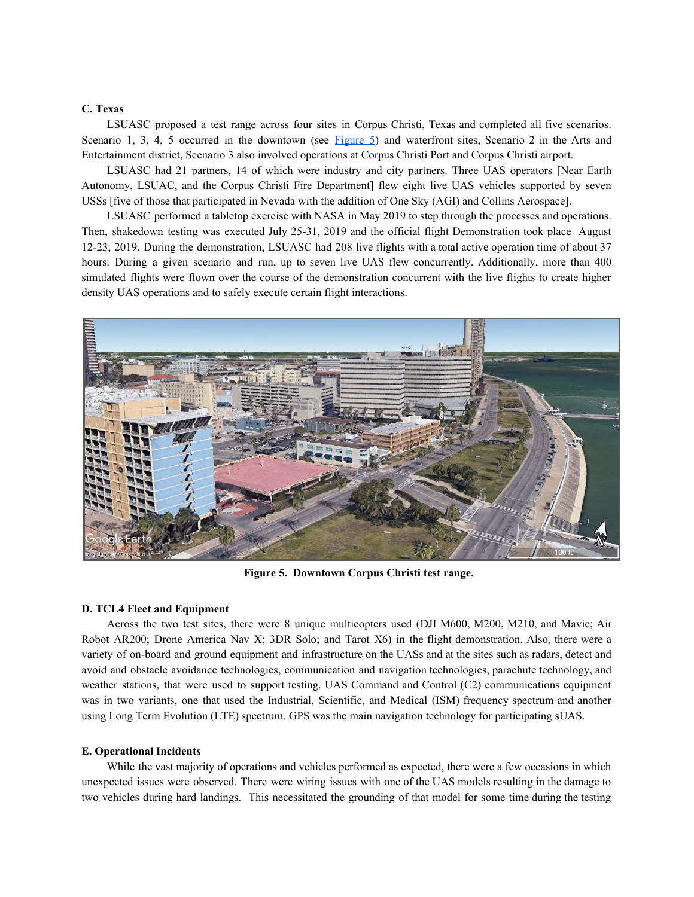### C. Texas

LSUASC proposed a test range across four sites in Corpus Christi, Texas and completed all five scenarios. Scenario 1, 3, 4, 5 occurred in the downtown (see Figure 5) and waterfront sites, Scenario 2 in the Arts and Entertainment district, Scenario 3 also involved operations at Corpus Christi Port and Corpus Christi airport.

LSUASC had 21 partners, 14 of which were industry and city partners. Three UAS operators [Near Earth Autonomy, LSUAC, and the Corpus Christi Fire Department] flew eight live UAS vehicles supported by seven USSs [five of those that participated in Nevada with the addition of One Sky (AGI) and Collins Aerospace].

LSUASC performed a tabletop exercise with NASA in May 2019 to step through the processes and operations. Then, shakedown testing was executed July 25-31, 2019 and the official flight Demonstration took place August 12-23, 2019. During the demonstration, LSUASC had 208 live flights with a total active operation time of about 37 hours. During a given scenario and run, up to seven live UAS flew concurrently. Additionally, more than 400 simulated flights were flown over the course of the demonstration concurrent with the live flights to create higher density UAS operations and to safely execute certain flight interactions.

**Figure 5. Downtown Corpus Christi test range.**

### D. TCL4 Fleet and Equipment

Across the two test sites, there were 8 unique multicopters used (DJI M600, M200, M210, and Mavic; Air Robot AR200; Drone America Nav X; 3DR Solo; and Tarot X6) in the flight demonstration. Also, there were a variety of on-board and ground equipment and infrastructure on the UASs and at the sites such as radars, detect and avoid and obstacle avoidance technologies, communication and navigation technologies, parachute technology, and weather stations, that were used to support testing. UAS Command and Control (C2) communications equipment was in two variants, one that used the Industrial, Scientific, and Medical (ISM) frequency spectrum and another using Long Term Evolution (LTE) spectrum. GPS was the main navigation technology for participating sUAS.

### E. Operational Incidents

While the vast majority of operations and vehicles performed as expected, there were a few occasions in which unexpected issues were observed. There were wiring issues with one of the UAS models resulting in the damage to two vehicles during hard landings. This necessitated the grounding of that model for some time during the testing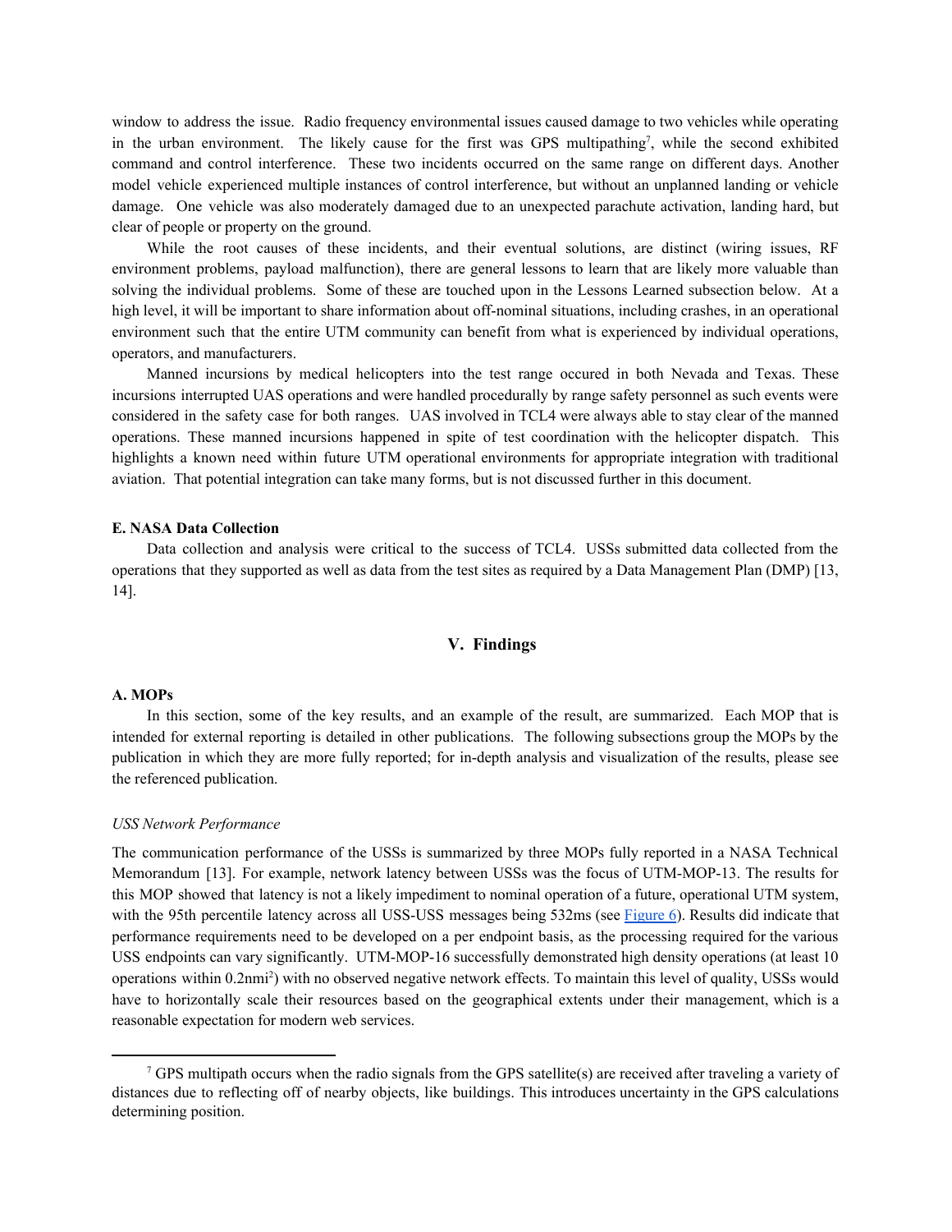window to address the issue. Radio frequency environmental issues caused damage to two vehicles while operating in the urban environment. The likely cause for the first was GPS multipathing[7], while the second exhibited command and control interference. These two incidents occurred on the same range on different days. Another model vehicle experienced multiple instances of control interference, but without an unplanned landing or vehicle damage. One vehicle was also moderately damaged due to an unexpected parachute activation, landing hard, but clear of people or property on the ground.

While the root causes of these incidents, and their eventual solutions, are distinct (wiring issues, RF environment problems, payload malfunction), there are general lessons to learn that are likely more valuable than solving the individual problems. Some of these are touched upon in the Lessons Learned subsection below. At a high level, it will be important to share information about off-nominal situations, including crashes, in an operational environment such that the entire UTM community can benefit from what is experienced by individual operations, operators, and manufacturers.

Manned incursions by medical helicopters into the test range occured in both Nevada and Texas. These incursions interrupted UAS operations and were handled procedurally by range safety personnel as such events were considered in the safety case for both ranges. UAS involved in TCL4 were always able to stay clear of the manned operations. These manned incursions happened in spite of test coordination with the helicopter dispatch. This highlights a known need within future UTM operational environments for appropriate integration with traditional aviation. That potential integration can take many forms, but is not discussed further in this document.

### E. NASA Data Collection

Data collection and analysis were critical to the success of TCL4. USSs submitted data collected from the operations that they supported as well as data from the test sites as required by a Data Management Plan (DMP) [13, 14].

## V. Findings

### A. MOPs

In this section, some of the key results, and an example of the result, are summarized. Each MOP that is intended for external reporting is detailed in other publications. The following subsections group the MOPs by the publication in which they are more fully reported; for in-depth analysis and visualization of the results, please see the referenced publication.

*USS Network Performance*

The communication performance of the USSs is summarized by three MOPs fully reported in a NASA Technical Memorandum [13]. For example, network latency between USSs was the focus of UTM-MOP-13. The results for this MOP showed that latency is not a likely impediment to nominal operation of a future, operational UTM system, with the 95th percentile latency across all USS-USS messages being 532ms (see Figure 6). Results did indicate that performance requirements need to be developed on a per endpoint basis, as the processing required for the various USS endpoints can vary significantly. UTM-MOP-16 successfully demonstrated high density operations (at least 10 operations within 0.2nmi$^2$) with no observed negative network effects. To maintain this level of quality, USSs would have to horizontally scale their resources based on the geographical extents under their management, which is a reasonable expectation for modern web services.

---

[7] GPS multipath occurs when the radio signals from the GPS satellite(s) are received after traveling a variety of distances due to reflecting off of nearby objects, like buildings. This introduces uncertainty in the GPS calculations determining position.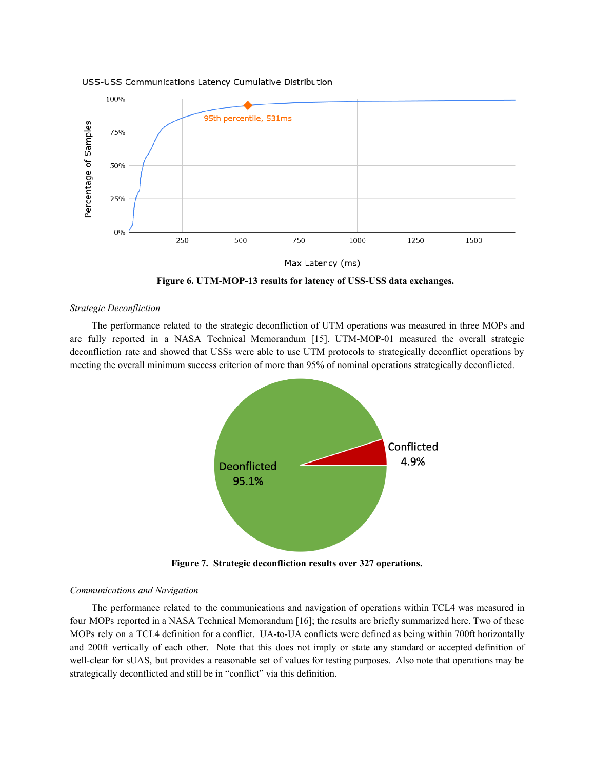Figure 6. UTM-MOP-13 results for latency of USS-USS data exchanges.

*Strategic Deconfliction*

The performance related to the strategic deconfliction of UTM operations was measured in three MOPs and are fully reported in a NASA Technical Memorandum [15]. UTM-MOP-01 measured the overall strategic deconfliction rate and showed that USSs were able to use UTM protocols to strategically deconflict operations by meeting the overall minimum success criterion of more than 95% of nominal operations strategically deconflicted.

**Figure 7. Strategic deconfliction results over 327 operations.**

*Communications and Navigation*

The performance related to the communications and navigation of operations within TCL4 was measured in four MOPs reported in a NASA Technical Memorandum [16]; the results are briefly summarized here. Two of these MOPs rely on a TCL4 definition for a conflict. UA-to-UA conflicts were defined as being within 700ft horizontally and 200ft vertically of each other. Note that this does not imply or state any standard or accepted definition of well-clear for sUAS, but provides a reasonable set of values for testing purposes. Also note that operations may be strategically deconflicted and still be in "conflict" via this definition.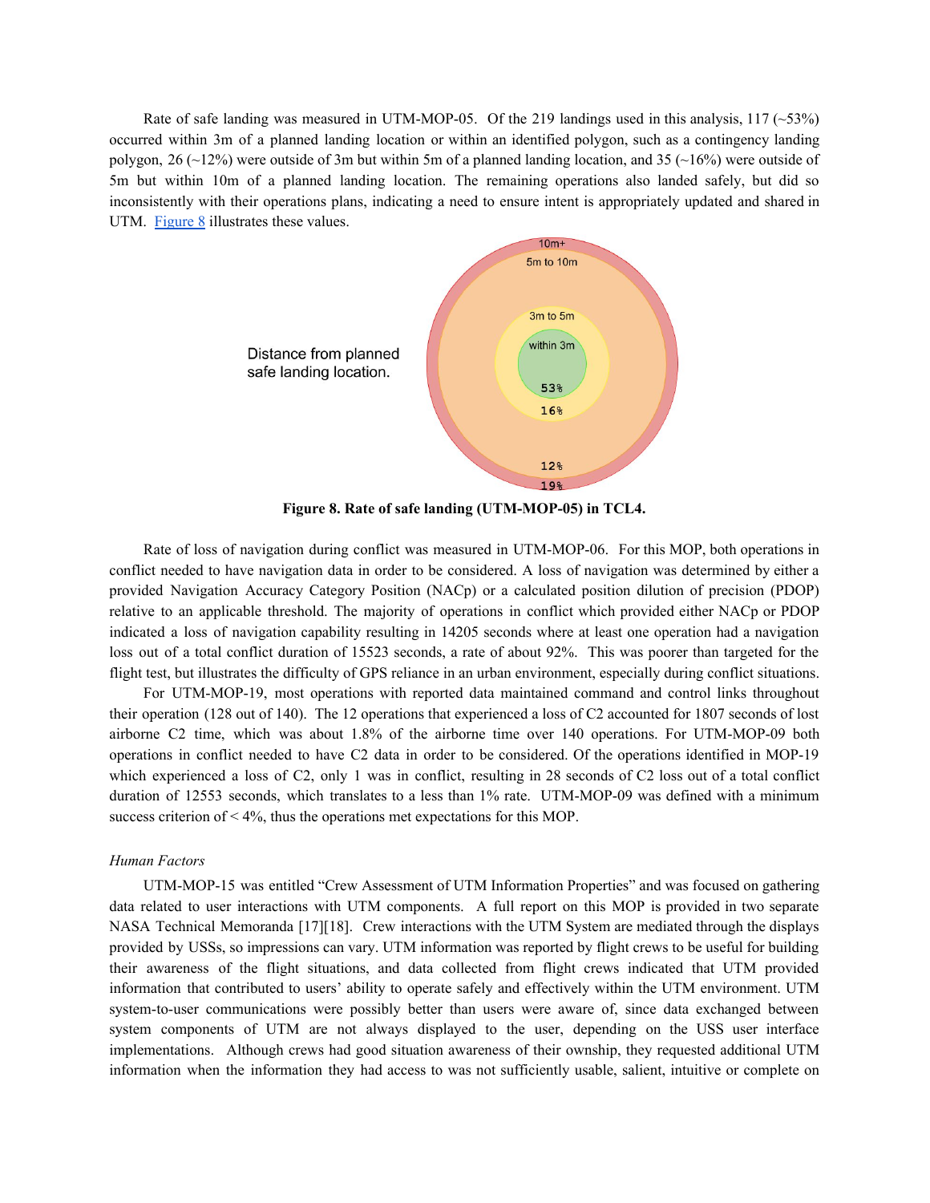Rate of safe landing was measured in UTM-MOP-05. Of the 219 landings used in this analysis, 117 (~53%) occurred within 3m of a planned landing location or within an identified polygon, such as a contingency landing polygon, 26 (~12%) were outside of 3m but within 5m of a planned landing location, and 35 (~16%) were outside of 5m but within 10m of a planned landing location. The remaining operations also landed safely, but did so inconsistently with their operations plans, indicating a need to ensure intent is appropriately updated and shared in UTM. Figure 8 illustrates these values.

**Figure 8. Rate of safe landing (UTM-MOP-05) in TCL4.**

Rate of loss of navigation during conflict was measured in UTM-MOP-06. For this MOP, both operations in conflict needed to have navigation data in order to be considered. A loss of navigation was determined by either a provided Navigation Accuracy Category Position (NACp) or a calculated position dilution of precision (PDOP) relative to an applicable threshold. The majority of operations in conflict which provided either NACp or PDOP indicated a loss of navigation capability resulting in 14205 seconds where at least one operation had a navigation loss out of a total conflict duration of 15523 seconds, a rate of about 92%. This was poorer than targeted for the flight test, but illustrates the difficulty of GPS reliance in an urban environment, especially during conflict situations.

For UTM-MOP-19, most operations with reported data maintained command and control links throughout their operation (128 out of 140). The 12 operations that experienced a loss of C2 accounted for 1807 seconds of lost airborne C2 time, which was about 1.8% of the airborne time over 140 operations. For UTM-MOP-09 both operations in conflict needed to have C2 data in order to be considered. Of the operations identified in MOP-19 which experienced a loss of C2, only 1 was in conflict, resulting in 28 seconds of C2 loss out of a total conflict duration of 12553 seconds, which translates to a less than 1% rate. UTM-MOP-09 was defined with a minimum success criterion of < 4%, thus the operations met expectations for this MOP.

*Human Factors*

UTM-MOP-15 was entitled "Crew Assessment of UTM Information Properties" and was focused on gathering data related to user interactions with UTM components. A full report on this MOP is provided in two separate NASA Technical Memoranda [17][18]. Crew interactions with the UTM System are mediated through the displays provided by USSs, so impressions can vary. UTM information was reported by flight crews to be useful for building their awareness of the flight situations, and data collected from flight crews indicated that UTM provided information that contributed to users' ability to operate safely and effectively within the UTM environment. UTM system-to-user communications were possibly better than users were aware of, since data exchanged between system components of UTM are not always displayed to the user, depending on the USS user interface implementations. Although crews had good situation awareness of their ownship, they requested additional UTM information when the information they had access to was not sufficiently usable, salient, intuitive or complete on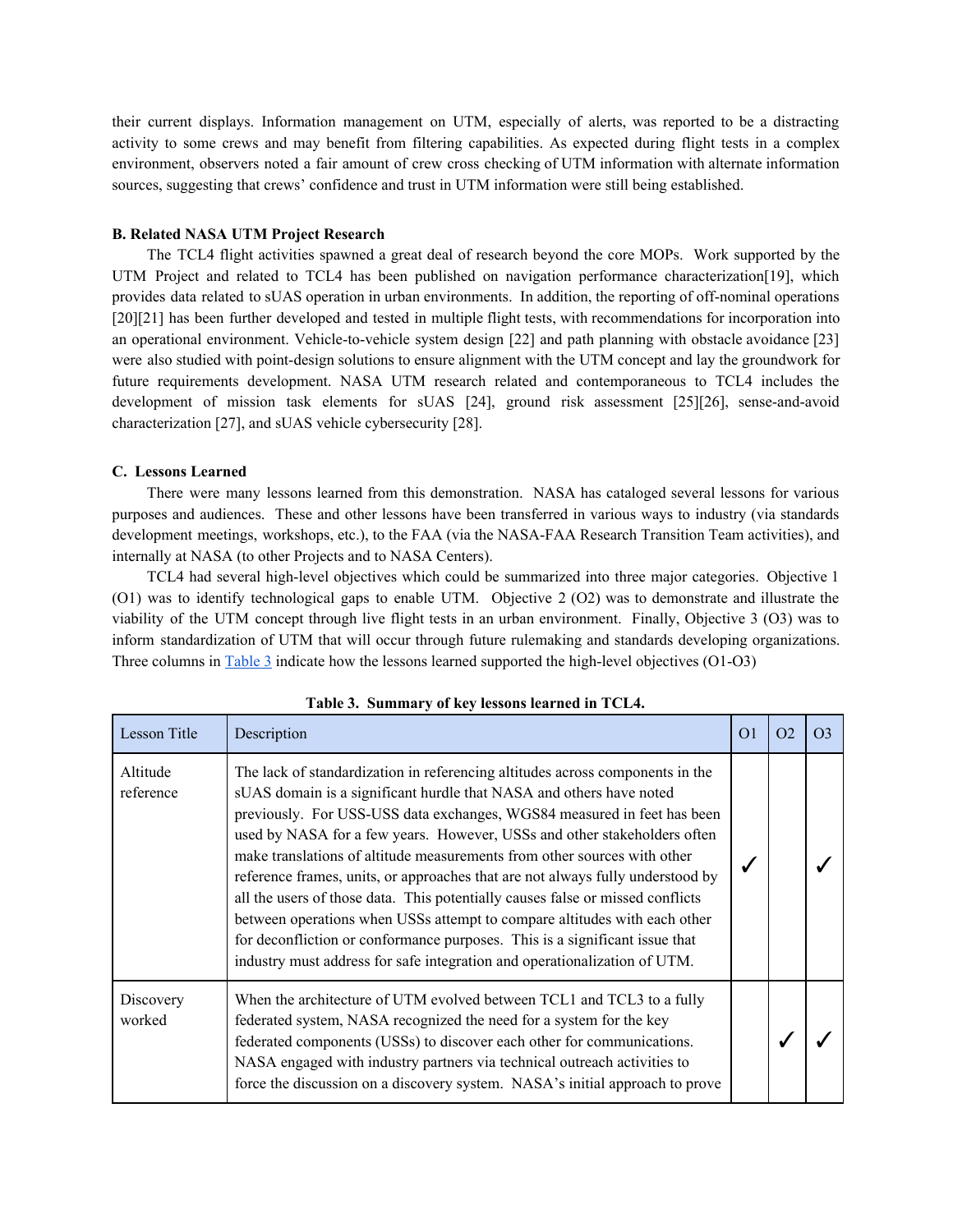their current displays. Information management on UTM, especially of alerts, was reported to be a distracting activity to some crews and may benefit from filtering capabilities. As expected during flight tests in a complex environment, observers noted a fair amount of crew cross checking of UTM information with alternate information sources, suggesting that crews' confidence and trust in UTM information were still being established.

### B. Related NASA UTM Project Research

The TCL4 flight activities spawned a great deal of research beyond the core MOPs. Work supported by the UTM Project and related to TCL4 has been published on navigation performance characterization[19], which provides data related to sUAS operation in urban environments. In addition, the reporting of off-nominal operations [20][21] has been further developed and tested in multiple flight tests, with recommendations for incorporation into an operational environment. Vehicle-to-vehicle system design [22] and path planning with obstacle avoidance [23] were also studied with point-design solutions to ensure alignment with the UTM concept and lay the groundwork for future requirements development. NASA UTM research related and contemporaneous to TCL4 includes the development of mission task elements for sUAS [24], ground risk assessment [25][26], sense-and-avoid characterization [27], and sUAS vehicle cybersecurity [28].

### C. Lessons Learned

There were many lessons learned from this demonstration. NASA has cataloged several lessons for various purposes and audiences. These and other lessons have been transferred in various ways to industry (via standards development meetings, workshops, etc.), to the FAA (via the NASA-FAA Research Transition Team activities), and internally at NASA (to other Projects and to NASA Centers).

TCL4 had several high-level objectives which could be summarized into three major categories. Objective 1 (O1) was to identify technological gaps to enable UTM. Objective 2 (O2) was to demonstrate and illustrate the viability of the UTM concept through live flight tests in an urban environment. Finally, Objective 3 (O3) was to inform standardization of UTM that will occur through future rulemaking and standards developing organizations. Three columns in Table 3 indicate how the lessons learned supported the high-level objectives (O1-O3)

**Table 3. Summary of key lessons learned in TCL4.**

| Lesson Title | Description | O1 | O2 | O3 |
|---|---|---|---|---|
| Altitude reference | The lack of standardization in referencing altitudes across components in the sUAS domain is a significant hurdle that NASA and others have noted previously. For USS-USS data exchanges, WGS84 measured in feet has been used by NASA for a few years. However, USSs and other stakeholders often make translations of altitude measurements from other sources with other reference frames, units, or approaches that are not always fully understood by all the users of those data. This potentially causes false or missed conflicts between operations when USSs attempt to compare altitudes with each other for deconfliction or conformance purposes. This is a significant issue that industry must address for safe integration and operationalization of UTM. | ✓ | | ✓ |
| Discovery worked | When the architecture of UTM evolved between TCL1 and TCL3 to a fully federated system, NASA recognized the need for a system for the key federated components (USSs) to discover each other for communications. NASA engaged with industry partners via technical outreach activities to force the discussion on a discovery system. NASA's initial approach to prove | | ✓ | ✓ |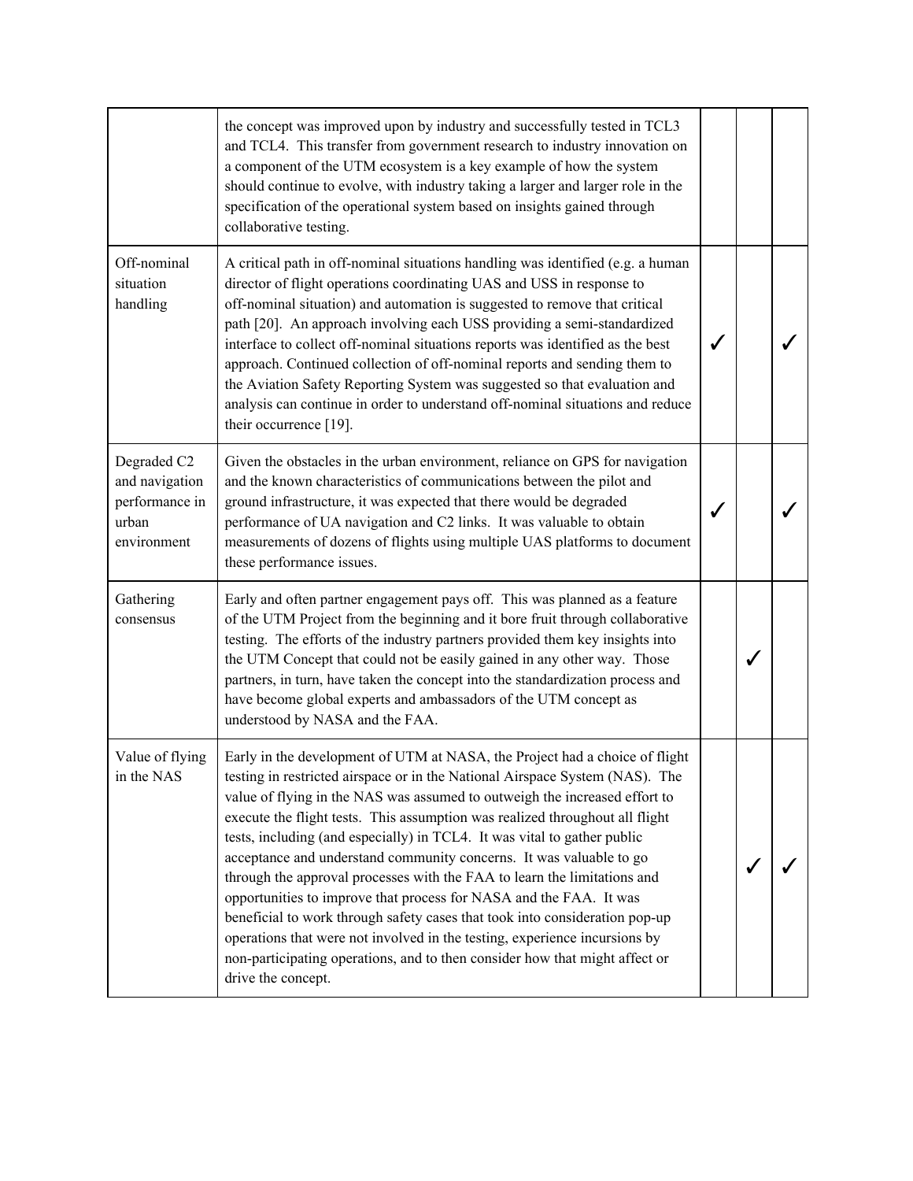| | | | | |
|---|---|---|---|---|
| | the concept was improved upon by industry and successfully tested in TCL3 and TCL4. This transfer from government research to industry innovation on a component of the UTM ecosystem is a key example of how the system should continue to evolve, with industry taking a larger and larger role in the specification of the operational system based on insights gained through collaborative testing. | | | |
| Off-nominal situation handling | A critical path in off-nominal situations handling was identified (e.g. a human director of flight operations coordinating UAS and USS in response to off-nominal situation) and automation is suggested to remove that critical path [20]. An approach involving each USS providing a semi-standardized interface to collect off-nominal situations reports was identified as the best approach. Continued collection of off-nominal reports and sending them to the Aviation Safety Reporting System was suggested so that evaluation and analysis can continue in order to understand off-nominal situations and reduce their occurrence [19]. | ✓ | | ✓ |
| Degraded C2 and navigation performance in urban environment | Given the obstacles in the urban environment, reliance on GPS for navigation and the known characteristics of communications between the pilot and ground infrastructure, it was expected that there would be degraded performance of UA navigation and C2 links. It was valuable to obtain measurements of dozens of flights using multiple UAS platforms to document these performance issues. | ✓ | | ✓ |
| Gathering consensus | Early and often partner engagement pays off. This was planned as a feature of the UTM Project from the beginning and it bore fruit through collaborative testing. The efforts of the industry partners provided them key insights into the UTM Concept that could not be easily gained in any other way. Those partners, in turn, have taken the concept into the standardization process and have become global experts and ambassadors of the UTM concept as understood by NASA and the FAA. | | ✓ | |
| Value of flying in the NAS | Early in the development of UTM at NASA, the Project had a choice of flight testing in restricted airspace or in the National Airspace System (NAS). The value of flying in the NAS was assumed to outweigh the increased effort to execute the flight tests. This assumption was realized throughout all flight tests, including (and especially) in TCL4. It was vital to gather public acceptance and understand community concerns. It was valuable to go through the approval processes with the FAA to learn the limitations and opportunities to improve that process for NASA and the FAA. It was beneficial to work through safety cases that took into consideration pop-up operations that were not involved in the testing, experience incursions by non-participating operations, and to then consider how that might affect or drive the concept. | | ✓ | ✓ |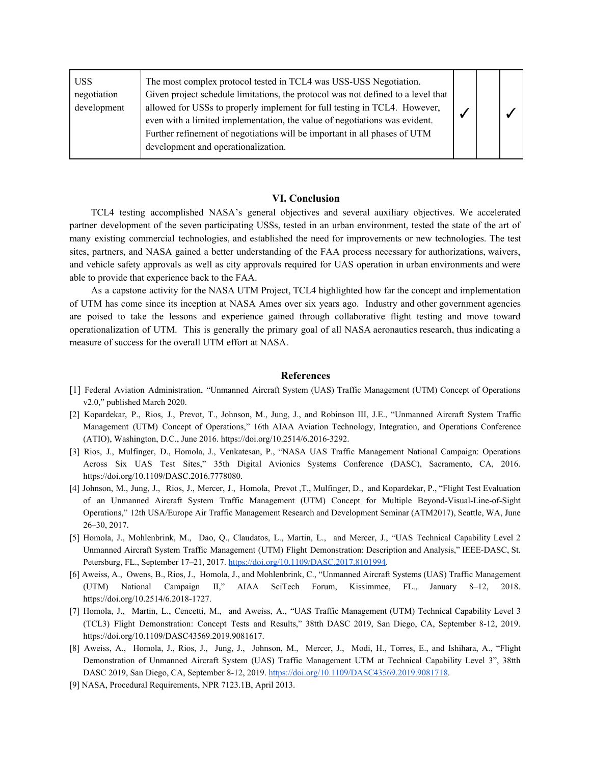| USS negotiation development | The most complex protocol tested in TCL4 was USS-USS Negotiation. Given project schedule limitations, the protocol was not defined to a level that allowed for USSs to properly implement for full testing in TCL4. However, even with a limited implementation, the value of negotiations was evident. Further refinement of negotiations will be important in all phases of UTM development and operationalization. | ✓ | | ✓ |
|---|---|---|---|---|

## VI. Conclusion

TCL4 testing accomplished NASA's general objectives and several auxiliary objectives. We accelerated partner development of the seven participating USSs, tested in an urban environment, tested the state of the art of many existing commercial technologies, and established the need for improvements or new technologies. The test sites, partners, and NASA gained a better understanding of the FAA process necessary for authorizations, waivers, and vehicle safety approvals as well as city approvals required for UAS operation in urban environments and were able to provide that experience back to the FAA.

As a capstone activity for the NASA UTM Project, TCL4 highlighted how far the concept and implementation of UTM has come since its inception at NASA Ames over six years ago. Industry and other government agencies are poised to take the lessons and experience gained through collaborative flight testing and move toward operationalization of UTM. This is generally the primary goal of all NASA aeronautics research, thus indicating a measure of success for the overall UTM effort at NASA.

## References

[1] Federal Aviation Administration, "Unmanned Aircraft System (UAS) Traffic Management (UTM) Concept of Operations v2.0," published March 2020.

[2] Kopardekar, P., Rios, J., Prevot, T., Johnson, M., Jung, J., and Robinson III, J.E., "Unmanned Aircraft System Traffic Management (UTM) Concept of Operations," 16th AIAA Aviation Technology, Integration, and Operations Conference (ATIO), Washington, D.C., June 2016. https://doi.org/10.2514/6.2016-3292.

[3] Rios, J., Mulfinger, D., Homola, J., Venkatesan, P., "NASA UAS Traffic Management National Campaign: Operations Across Six UAS Test Sites," 35th Digital Avionics Systems Conference (DASC), Sacramento, CA, 2016. https://doi.org/10.1109/DASC.2016.7778080.

[4] Johnson, M., Jung, J., Rios, J., Mercer, J., Homola, Prevot ,T., Mulfinger, D., and Kopardekar, P., "Flight Test Evaluation of an Unmanned Aircraft System Traffic Management (UTM) Concept for Multiple Beyond-Visual-Line-of-Sight Operations," 12th USA/Europe Air Traffic Management Research and Development Seminar (ATM2017), Seattle, WA, June 26–30, 2017.

[5] Homola, J., Mohlenbrink, M., Dao, Q., Claudatos, L., Martin, L., and Mercer, J., "UAS Technical Capability Level 2 Unmanned Aircraft System Traffic Management (UTM) Flight Demonstration: Description and Analysis," IEEE-DASC, St. Petersburg, FL., September 17–21, 2017. https://doi.org/10.1109/DASC.2017.8101994.

[6] Aweiss, A., Owens, B., Rios, J., Homola, J., and Mohlenbrink, C., "Unmanned Aircraft Systems (UAS) Traffic Management (UTM) National Campaign II," AIAA SciTech Forum, Kissimmee, FL., January 8–12, 2018. https://doi.org/10.2514/6.2018-1727.

[7] Homola, J., Martin, L., Cencetti, M., and Aweiss, A., "UAS Traffic Management (UTM) Technical Capability Level 3 (TCL3) Flight Demonstration: Concept Tests and Results," 38tth DASC 2019, San Diego, CA, September 8-12, 2019. https://doi.org/10.1109/DASC43569.2019.9081617.

[8] Aweiss, A., Homola, J., Rios, J., Jung, J., Johnson, M., Mercer, J., Modi, H., Torres, E., and Ishihara, A., "Flight Demonstration of Unmanned Aircraft System (UAS) Traffic Management UTM at Technical Capability Level 3", 38tth DASC 2019, San Diego, CA, September 8-12, 2019. https://doi.org/10.1109/DASC43569.2019.9081718.

[9] NASA, Procedural Requirements, NPR 7123.1B, April 2013.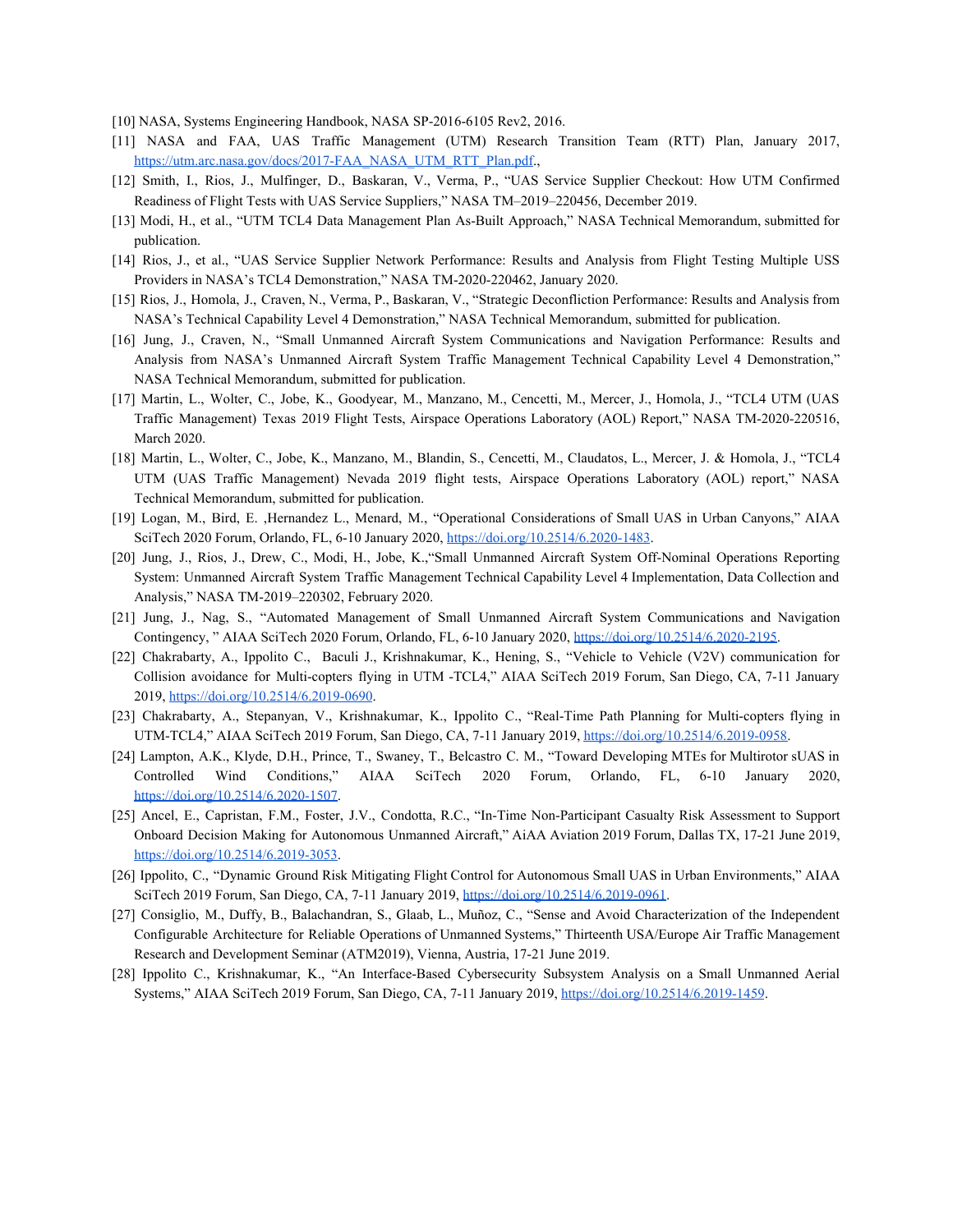[10] NASA, Systems Engineering Handbook, NASA SP-2016-6105 Rev2, 2016.

[11] NASA and FAA, UAS Traffic Management (UTM) Research Transition Team (RTT) Plan, January 2017, https://utm.arc.nasa.gov/docs/2017-FAA_NASA_UTM_RTT_Plan.pdf.,

[12] Smith, I., Rios, J., Mulfinger, D., Baskaran, V., Verma, P., "UAS Service Supplier Checkout: How UTM Confirmed Readiness of Flight Tests with UAS Service Suppliers," NASA TM–2019–220456, December 2019.

[13] Modi, H., et al., "UTM TCL4 Data Management Plan As-Built Approach," NASA Technical Memorandum, submitted for publication.

[14] Rios, J., et al., "UAS Service Supplier Network Performance: Results and Analysis from Flight Testing Multiple USS Providers in NASA's TCL4 Demonstration," NASA TM-2020-220462, January 2020.

[15] Rios, J., Homola, J., Craven, N., Verma, P., Baskaran, V., "Strategic Deconfliction Performance: Results and Analysis from NASA's Technical Capability Level 4 Demonstration," NASA Technical Memorandum, submitted for publication.

[16] Jung, J., Craven, N., "Small Unmanned Aircraft System Communications and Navigation Performance: Results and Analysis from NASA's Unmanned Aircraft System Traffic Management Technical Capability Level 4 Demonstration," NASA Technical Memorandum, submitted for publication.

[17] Martin, L., Wolter, C., Jobe, K., Goodyear, M., Manzano, M., Cencetti, M., Mercer, J., Homola, J., "TCL4 UTM (UAS Traffic Management) Texas 2019 Flight Tests, Airspace Operations Laboratory (AOL) Report," NASA TM-2020-220516, March 2020.

[18] Martin, L., Wolter, C., Jobe, K., Manzano, M., Blandin, S., Cencetti, M., Claudatos, L., Mercer, J. & Homola, J., "TCL4 UTM (UAS Traffic Management) Nevada 2019 flight tests, Airspace Operations Laboratory (AOL) report," NASA Technical Memorandum, submitted for publication.

[19] Logan, M., Bird, E. ,Hernandez L., Menard, M., "Operational Considerations of Small UAS in Urban Canyons," AIAA SciTech 2020 Forum, Orlando, FL, 6-10 January 2020, https://doi.org/10.2514/6.2020-1483.

[20] Jung, J., Rios, J., Drew, C., Modi, H., Jobe, K.,"Small Unmanned Aircraft System Off-Nominal Operations Reporting System: Unmanned Aircraft System Traffic Management Technical Capability Level 4 Implementation, Data Collection and Analysis," NASA TM-2019–220302, February 2020.

[21] Jung, J., Nag, S., "Automated Management of Small Unmanned Aircraft System Communications and Navigation Contingency, " AIAA SciTech 2020 Forum, Orlando, FL, 6-10 January 2020, https://doi.org/10.2514/6.2020-2195.

[22] Chakrabarty, A., Ippolito C., Baculi J., Krishnakumar, K., Hening, S., "Vehicle to Vehicle (V2V) communication for Collision avoidance for Multi-copters flying in UTM -TCL4," AIAA SciTech 2019 Forum, San Diego, CA, 7-11 January 2019, https://doi.org/10.2514/6.2019-0690.

[23] Chakrabarty, A., Stepanyan, V., Krishnakumar, K., Ippolito C., "Real-Time Path Planning for Multi-copters flying in UTM-TCL4," AIAA SciTech 2019 Forum, San Diego, CA, 7-11 January 2019, https://doi.org/10.2514/6.2019-0958.

[24] Lampton, A.K., Klyde, D.H., Prince, T., Swaney, T., Belcastro C. M., "Toward Developing MTEs for Multirotor sUAS in Controlled Wind Conditions," AIAA SciTech 2020 Forum, Orlando, FL, 6-10 January 2020, https://doi.org/10.2514/6.2020-1507.

[25] Ancel, E., Capristan, F.M., Foster, J.V., Condotta, R.C., "In-Time Non-Participant Casualty Risk Assessment to Support Onboard Decision Making for Autonomous Unmanned Aircraft," AiAA Aviation 2019 Forum, Dallas TX, 17-21 June 2019, https://doi.org/10.2514/6.2019-3053.

[26] Ippolito, C., "Dynamic Ground Risk Mitigating Flight Control for Autonomous Small UAS in Urban Environments," AIAA SciTech 2019 Forum, San Diego, CA, 7-11 January 2019, https://doi.org/10.2514/6.2019-0961.

[27] Consiglio, M., Duffy, B., Balachandran, S., Glaab, L., Muñoz, C., "Sense and Avoid Characterization of the Independent Configurable Architecture for Reliable Operations of Unmanned Systems," Thirteenth USA/Europe Air Traffic Management Research and Development Seminar (ATM2019), Vienna, Austria, 17-21 June 2019.

[28] Ippolito C., Krishnakumar, K., "An Interface-Based Cybersecurity Subsystem Analysis on a Small Unmanned Aerial Systems," AIAA SciTech 2019 Forum, San Diego, CA, 7-11 January 2019, https://doi.org/10.2514/6.2019-1459.